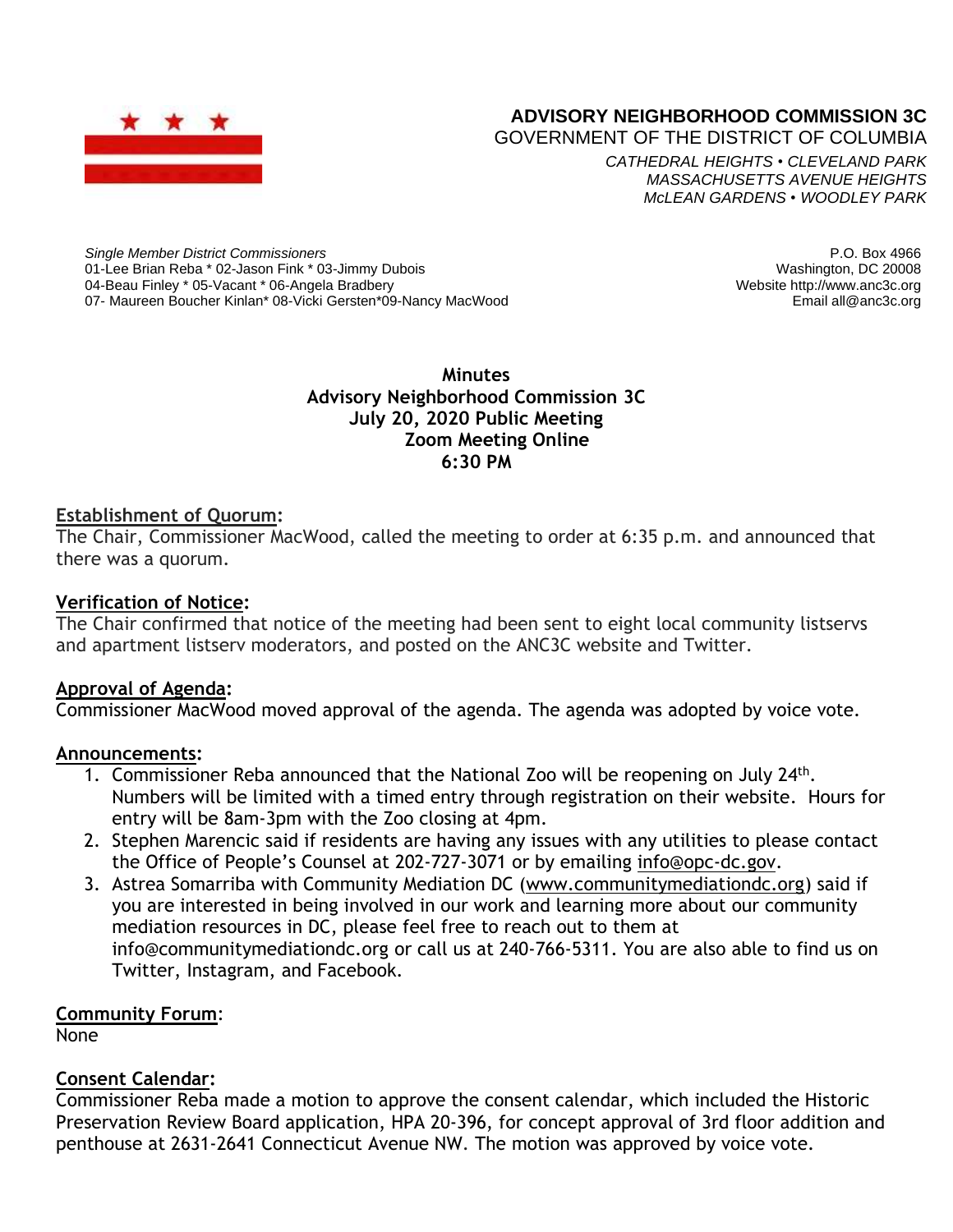# ADVISORY NEIGHBORHOOD COMMISSION 3C

GOVERNMENT OF THE DISTRICT OF COLUMBIA

*CATHEDRAL HEIGHTS • CLEVELAND PARK*
*MASSACHUSETTS AVENUE HEIGHTS*
*McLEAN GARDENS • WOODLEY PARK*

*Single Member District Commissioners*
01-Lee Brian Reba * 02-Jason Fink * 03-Jimmy Dubois
04-Beau Finley * 05-Vacant * 06-Angela Bradbery
07- Maureen Boucher Kinlan* 08-Vicki Gersten*09-Nancy MacWood

P.O. Box 4966
Washington, DC 20008
Website http://www.anc3c.org
Email all@anc3c.org

**Minutes**
**Advisory Neighborhood Commission 3C**
**July 20, 2020 Public Meeting**
**Zoom Meeting Online**
**6:30 PM**

**Establishment of Quorum:**
The Chair, Commissioner MacWood, called the meeting to order at 6:35 p.m. and announced that there was a quorum.

**Verification of Notice:**
The Chair confirmed that notice of the meeting had been sent to eight local community listservs and apartment listserv moderators, and posted on the ANC3C website and Twitter.

**Approval of Agenda:**
Commissioner MacWood moved approval of the agenda. The agenda was adopted by voice vote.

**Announcements:**

1. Commissioner Reba announced that the National Zoo will be reopening on July 24th. Numbers will be limited with a timed entry through registration on their website. Hours for entry will be 8am-3pm with the Zoo closing at 4pm.
2. Stephen Marencic said if residents are having any issues with any utilities to please contact the Office of People's Counsel at 202-727-3071 or by emailing info@opc-dc.gov.
3. Astrea Somarriba with Community Mediation DC (www.communitymediationdc.org) said if you are interested in being involved in our work and learning more about our community mediation resources in DC, please feel free to reach out to them at info@communitymediationdc.org or call us at 240-766-5311. You are also able to find us on Twitter, Instagram, and Facebook.

**Community Forum:**
None

**Consent Calendar:**
Commissioner Reba made a motion to approve the consent calendar, which included the Historic Preservation Review Board application, HPA 20-396, for concept approval of 3rd floor addition and penthouse at 2631-2641 Connecticut Avenue NW. The motion was approved by voice vote.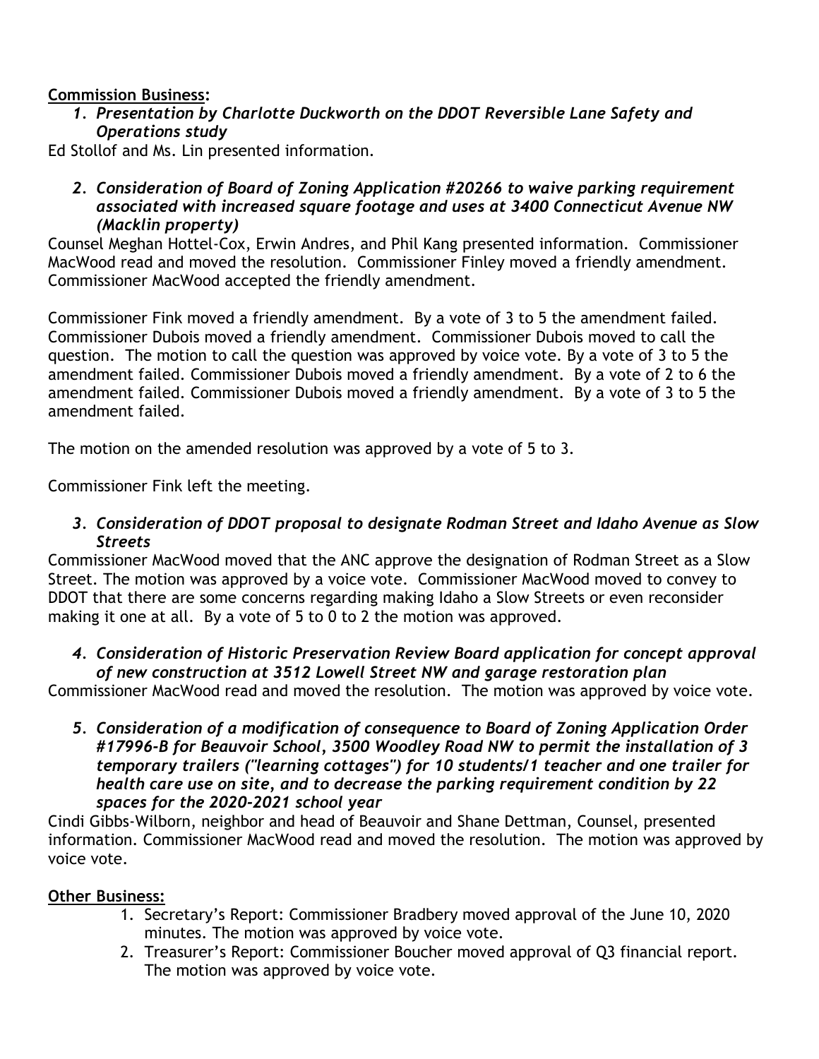**Commission Business:**

1. ***Presentation by Charlotte Duckworth on the DDOT Reversible Lane Safety and Operations study***

Ed Stollof and Ms. Lin presented information.

2. ***Consideration of Board of Zoning Application #20266 to waive parking requirement associated with increased square footage and uses at 3400 Connecticut Avenue NW (Macklin property)***

Counsel Meghan Hottel-Cox, Erwin Andres, and Phil Kang presented information. Commissioner MacWood read and moved the resolution. Commissioner Finley moved a friendly amendment. Commissioner MacWood accepted the friendly amendment.

Commissioner Fink moved a friendly amendment. By a vote of 3 to 5 the amendment failed. Commissioner Dubois moved a friendly amendment. Commissioner Dubois moved to call the question. The motion to call the question was approved by voice vote. By a vote of 3 to 5 the amendment failed. Commissioner Dubois moved a friendly amendment. By a vote of 2 to 6 the amendment failed. Commissioner Dubois moved a friendly amendment. By a vote of 3 to 5 the amendment failed.

The motion on the amended resolution was approved by a vote of 5 to 3.

Commissioner Fink left the meeting.

3. ***Consideration of DDOT proposal to designate Rodman Street and Idaho Avenue as Slow Streets***

Commissioner MacWood moved that the ANC approve the designation of Rodman Street as a Slow Street. The motion was approved by a voice vote. Commissioner MacWood moved to convey to DDOT that there are some concerns regarding making Idaho a Slow Streets or even reconsider making it one at all. By a vote of 5 to 0 to 2 the motion was approved.

4. ***Consideration of Historic Preservation Review Board application for concept approval of new construction at 3512 Lowell Street NW and garage restoration plan***

Commissioner MacWood read and moved the resolution. The motion was approved by voice vote.

5. ***Consideration of a modification of consequence to Board of Zoning Application Order #17996-B for Beauvoir School, 3500 Woodley Road NW to permit the installation of 3 temporary trailers ("learning cottages") for 10 students/1 teacher and one trailer for health care use on site, and to decrease the parking requirement condition by 22 spaces for the 2020-2021 school year***

Cindi Gibbs-Wilborn, neighbor and head of Beauvoir and Shane Dettman, Counsel, presented information. Commissioner MacWood read and moved the resolution. The motion was approved by voice vote.

**Other Business:**

1. Secretary's Report: Commissioner Bradbery moved approval of the June 10, 2020 minutes. The motion was approved by voice vote.
2. Treasurer's Report: Commissioner Boucher moved approval of Q3 financial report. The motion was approved by voice vote.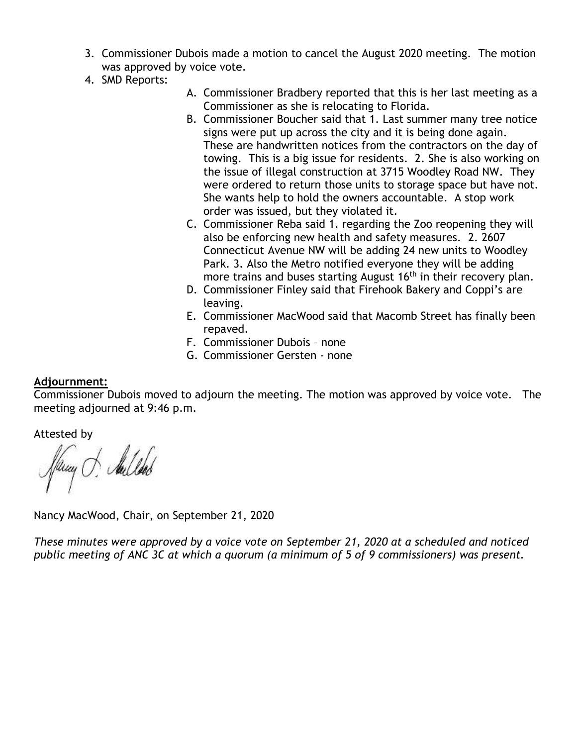3. Commissioner Dubois made a motion to cancel the August 2020 meeting. The motion was approved by voice vote.
4. SMD Reports:
   A. Commissioner Bradbery reported that this is her last meeting as a Commissioner as she is relocating to Florida.
   B. Commissioner Boucher said that 1. Last summer many tree notice signs were put up across the city and it is being done again. These are handwritten notices from the contractors on the day of towing. This is a big issue for residents. 2. She is also working on the issue of illegal construction at 3715 Woodley Road NW. They were ordered to return those units to storage space but have not. She wants help to hold the owners accountable. A stop work order was issued, but they violated it.
   C. Commissioner Reba said 1. regarding the Zoo reopening they will also be enforcing new health and safety measures. 2. 2607 Connecticut Avenue NW will be adding 24 new units to Woodley Park. 3. Also the Metro notified everyone they will be adding more trains and buses starting August 16th in their recovery plan.
   D. Commissioner Finley said that Firehook Bakery and Coppi's are leaving.
   E. Commissioner MacWood said that Macomb Street has finally been repaved.
   F. Commissioner Dubois – none
   G. Commissioner Gersten - none

**Adjournment:**

Commissioner Dubois moved to adjourn the meeting. The motion was approved by voice vote. The meeting adjourned at 9:46 p.m.

Attested by

Nancy MacWood, Chair, on September 21, 2020

*These minutes were approved by a voice vote on September 21, 2020 at a scheduled and noticed public meeting of ANC 3C at which a quorum (a minimum of 5 of 9 commissioners) was present.*